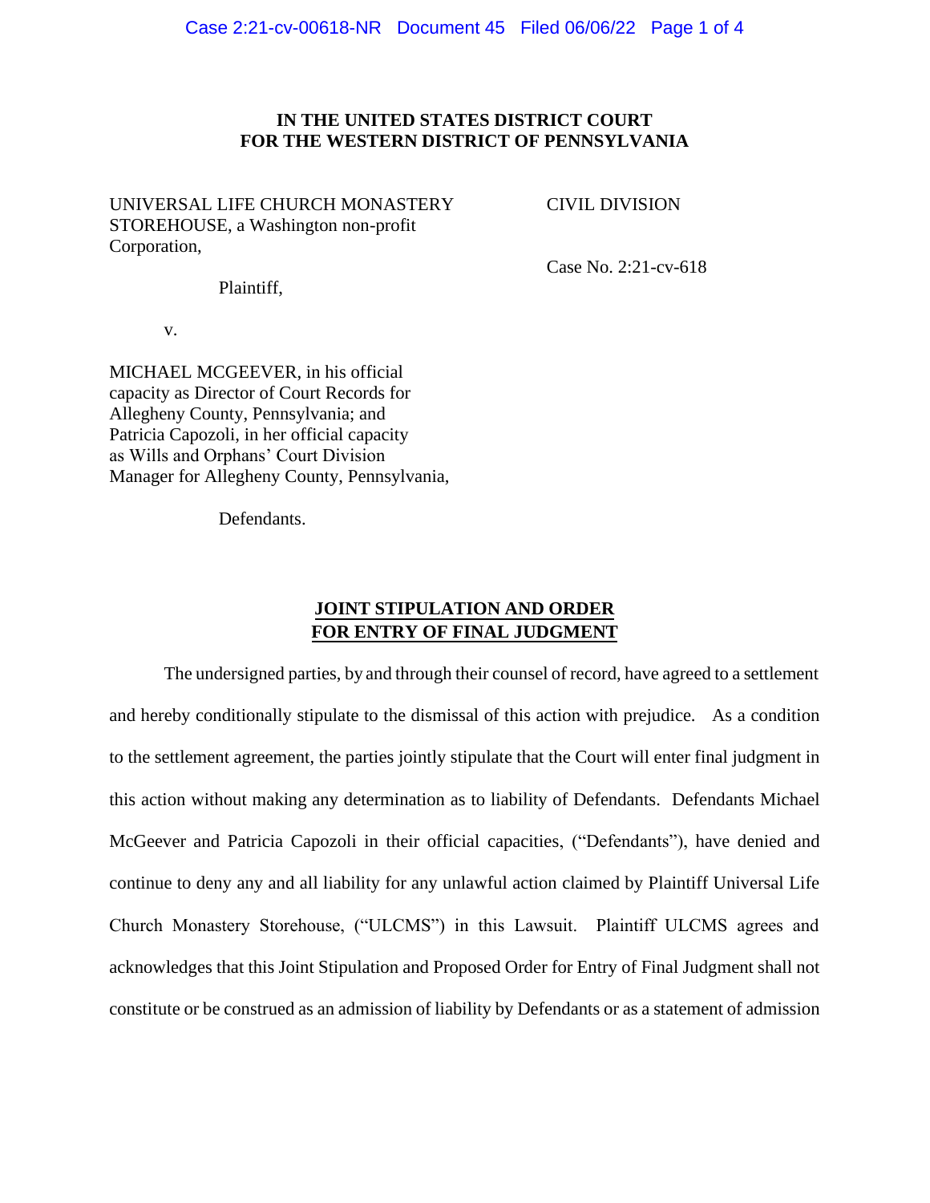**IN THE UNITED STATES DISTRICT COURT**
**FOR THE WESTERN DISTRICT OF PENNSYLVANIA**

UNIVERSAL LIFE CHURCH MONASTERY STOREHOUSE, a Washington non-profit Corporation,

Plaintiff,

v.

MICHAEL MCGEEVER, in his official capacity as Director of Court Records for Allegheny County, Pennsylvania; and Patricia Capozoli, in her official capacity as Wills and Orphans' Court Division Manager for Allegheny County, Pennsylvania,

Defendants.

CIVIL DIVISION

Case No. 2:21-cv-618

**JOINT STIPULATION AND ORDER FOR ENTRY OF FINAL JUDGMENT**

The undersigned parties, by and through their counsel of record, have agreed to a settlement and hereby conditionally stipulate to the dismissal of this action with prejudice. As a condition to the settlement agreement, the parties jointly stipulate that the Court will enter final judgment in this action without making any determination as to liability of Defendants. Defendants Michael McGeever and Patricia Capozoli in their official capacities, ("Defendants"), have denied and continue to deny any and all liability for any unlawful action claimed by Plaintiff Universal Life Church Monastery Storehouse, ("ULCMS") in this Lawsuit. Plaintiff ULCMS agrees and acknowledges that this Joint Stipulation and Proposed Order for Entry of Final Judgment shall not constitute or be construed as an admission of liability by Defendants or as a statement of admission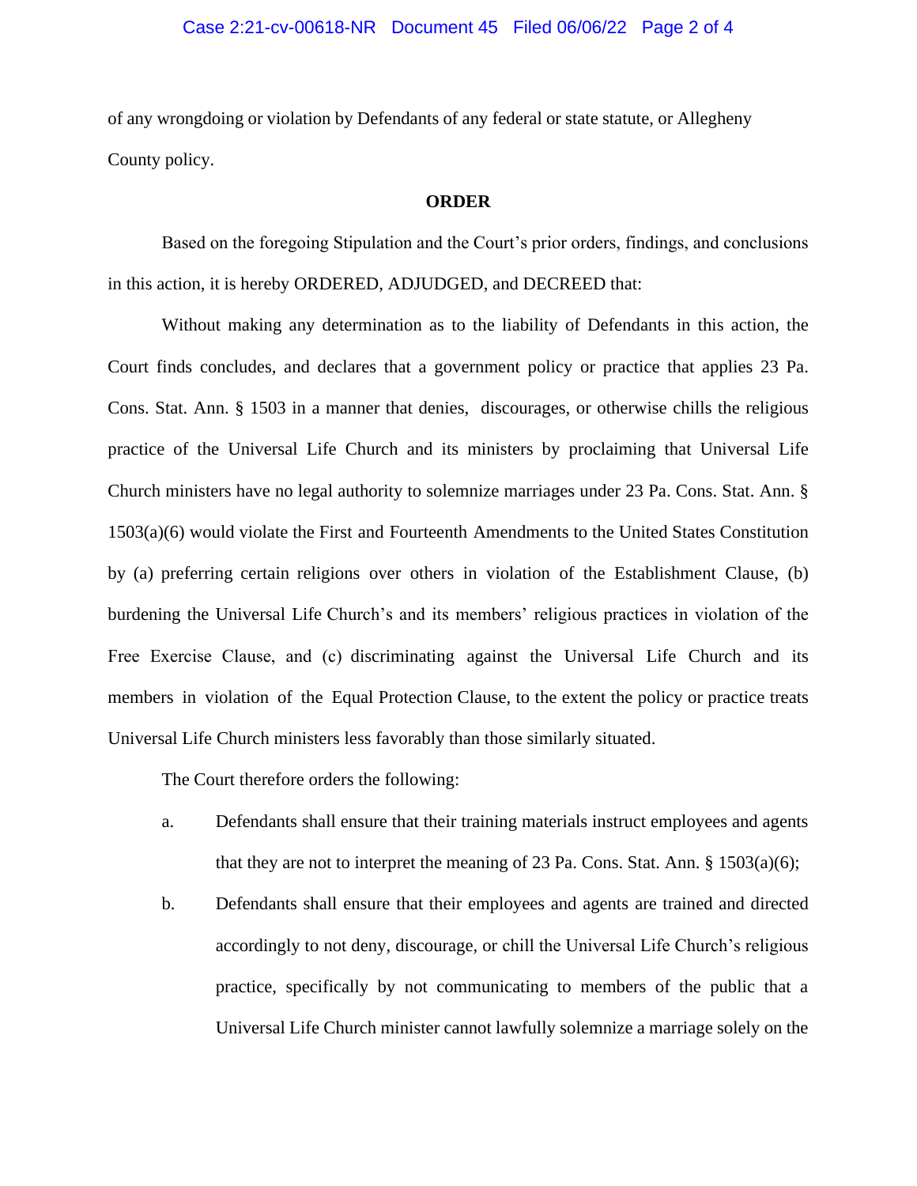of any wrongdoing or violation by Defendants of any federal or state statute, or Allegheny County policy.

**ORDER**

Based on the foregoing Stipulation and the Court's prior orders, findings, and conclusions in this action, it is hereby ORDERED, ADJUDGED, and DECREED that:

Without making any determination as to the liability of Defendants in this action, the Court finds concludes, and declares that a government policy or practice that applies 23 Pa. Cons. Stat. Ann. § 1503 in a manner that denies, discourages, or otherwise chills the religious practice of the Universal Life Church and its ministers by proclaiming that Universal Life Church ministers have no legal authority to solemnize marriages under 23 Pa. Cons. Stat. Ann. § 1503(a)(6) would violate the First and Fourteenth Amendments to the United States Constitution by (a) preferring certain religions over others in violation of the Establishment Clause, (b) burdening the Universal Life Church's and its members' religious practices in violation of the Free Exercise Clause, and (c) discriminating against the Universal Life Church and its members in violation of the Equal Protection Clause, to the extent the policy or practice treats Universal Life Church ministers less favorably than those similarly situated.

The Court therefore orders the following:

a. Defendants shall ensure that their training materials instruct employees and agents that they are not to interpret the meaning of 23 Pa. Cons. Stat. Ann. § 1503(a)(6);

b. Defendants shall ensure that their employees and agents are trained and directed accordingly to not deny, discourage, or chill the Universal Life Church's religious practice, specifically by not communicating to members of the public that a Universal Life Church minister cannot lawfully solemnize a marriage solely on the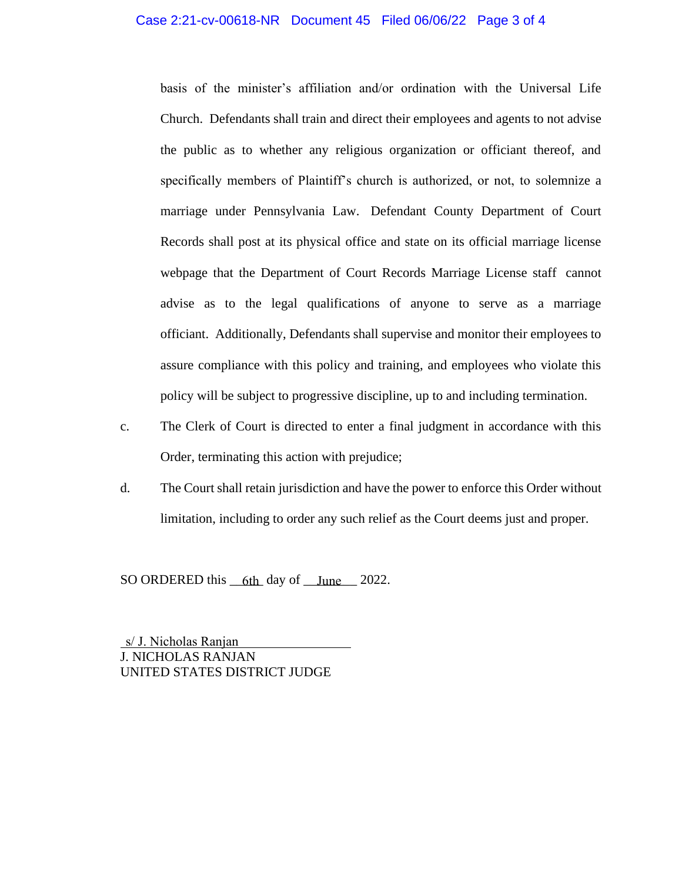basis of the minister's affiliation and/or ordination with the Universal Life Church. Defendants shall train and direct their employees and agents to not advise the public as to whether any religious organization or officiant thereof, and specifically members of Plaintiff's church is authorized, or not, to solemnize a marriage under Pennsylvania Law. Defendant County Department of Court Records shall post at its physical office and state on its official marriage license webpage that the Department of Court Records Marriage License staff cannot advise as to the legal qualifications of anyone to serve as a marriage officiant. Additionally, Defendants shall supervise and monitor their employees to assure compliance with this policy and training, and employees who violate this policy will be subject to progressive discipline, up to and including termination.

c. The Clerk of Court is directed to enter a final judgment in accordance with this Order, terminating this action with prejudice;

d. The Court shall retain jurisdiction and have the power to enforce this Order without limitation, including to order any such relief as the Court deems just and proper.

SO ORDERED this 6th day of June 2022.

s/ J. Nicholas Ranjan
J. NICHOLAS RANJAN
UNITED STATES DISTRICT JUDGE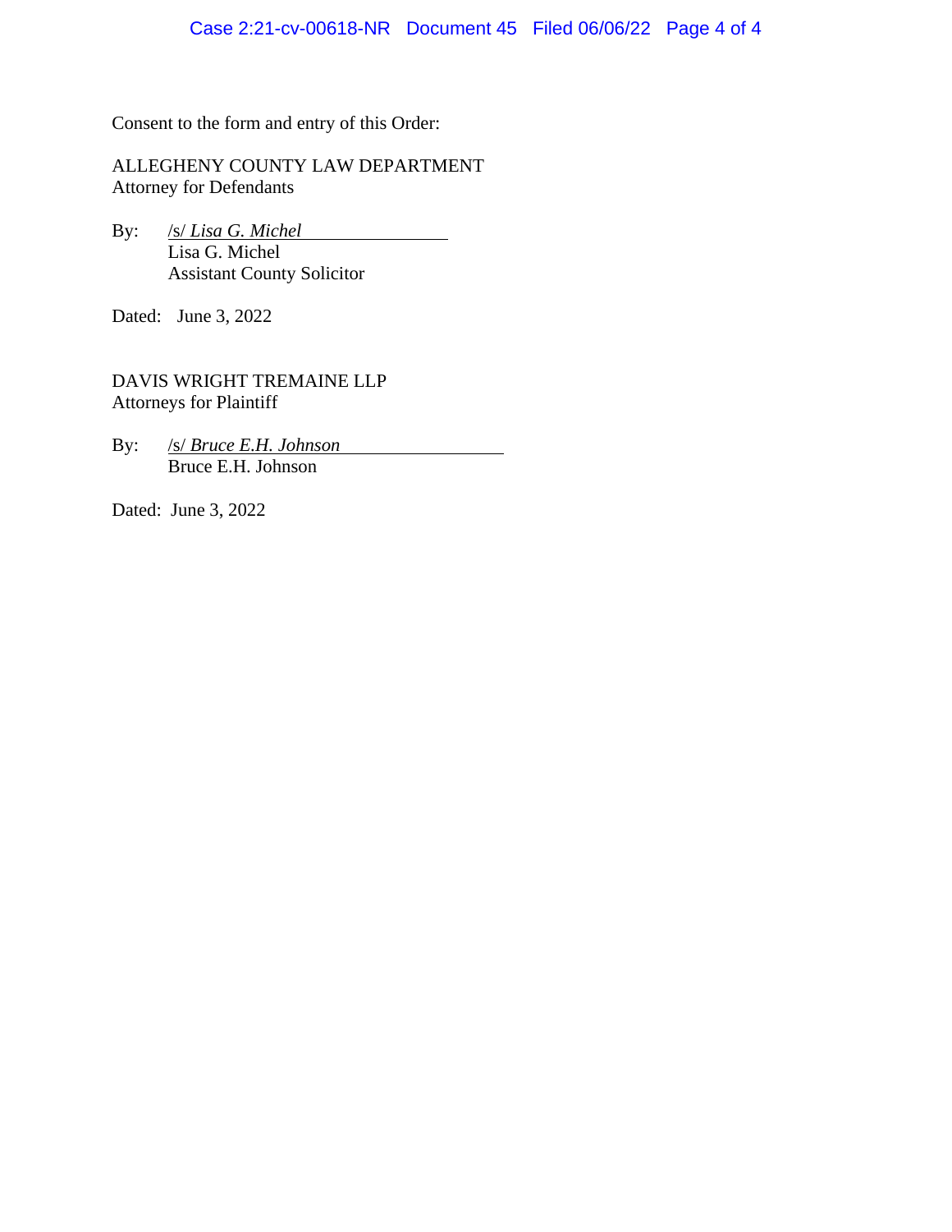Consent to the form and entry of this Order:

ALLEGHENY COUNTY LAW DEPARTMENT
Attorney for Defendants

By: /s/ *Lisa G. Michel*
Lisa G. Michel
Assistant County Solicitor

Dated: June 3, 2022

DAVIS WRIGHT TREMAINE LLP
Attorneys for Plaintiff

By: /s/ *Bruce E.H. Johnson*
Bruce E.H. Johnson

Dated: June 3, 2022